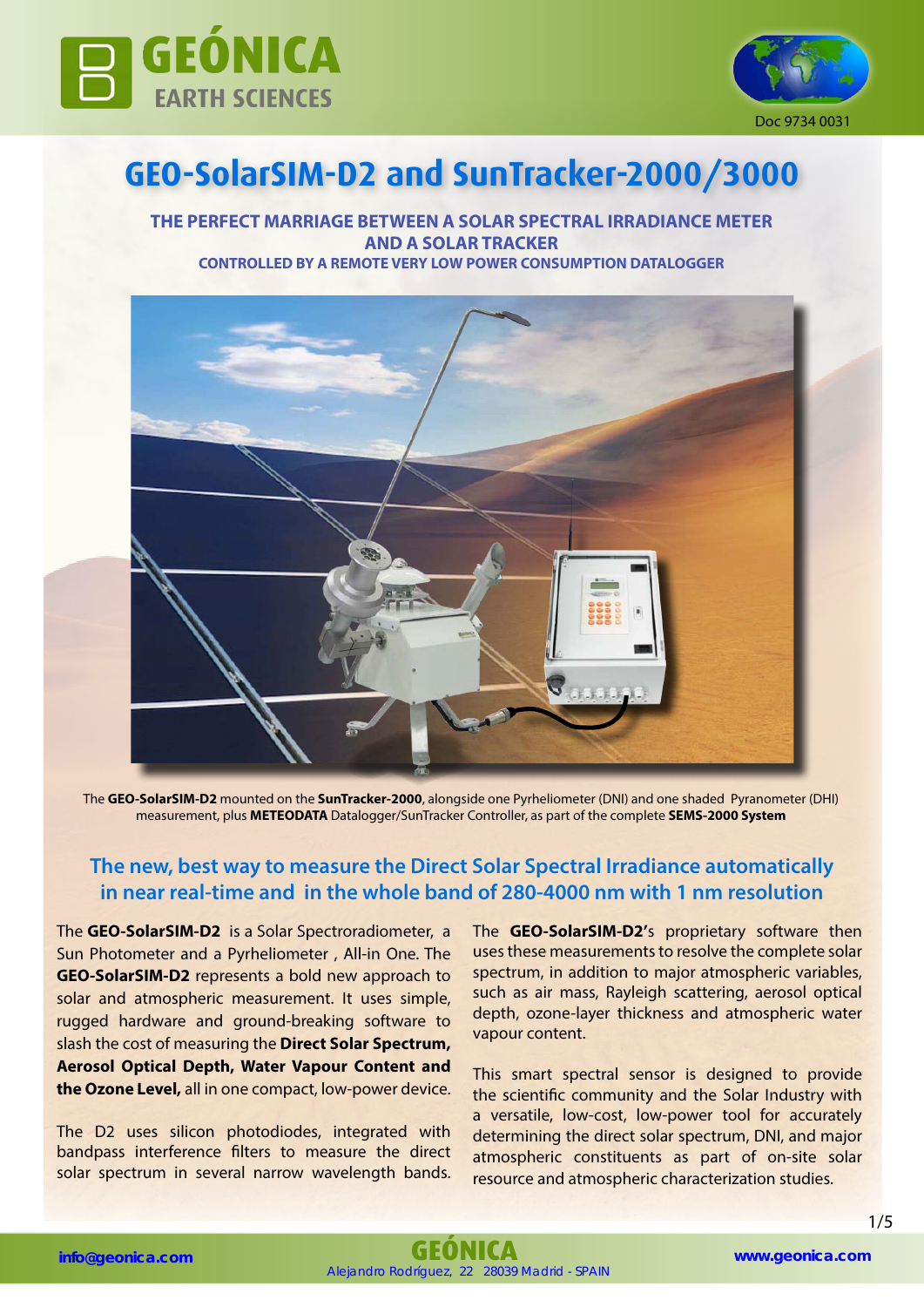Doc 9734 0031

# GEO-SolarSIM-D2 and SunTracker-2000/3000

**THE PERFECT MARRIAGE BETWEEN A SOLAR SPECTRAL IRRADIANCE METER AND A SOLAR TRACKER**

**CONTROLLED BY A REMOTE VERY LOW POWER CONSUMPTION DATALOGGER**

The **GEO-SolarSIM-D2** mounted on the **SunTracker-2000**, alongside one Pyrheliometer (DNI) and one shaded Pyranometer (DHI) measurement, plus **METEODATA** Datalogger/SunTracker Controller, as part of the complete **SEMS-2000 System**

## The new, best way to measure the Direct Solar Spectral Irradiance automatically in near real-time and in the whole band of 280-4000 nm with 1 nm resolution

The **GEO-SolarSIM-D2** is a Solar Spectroradiometer, a Sun Photometer and a Pyrheliometer , All-in One. The **GEO-SolarSIM-D2** represents a bold new approach to solar and atmospheric measurement. It uses simple, rugged hardware and ground-breaking software to slash the cost of measuring the **Direct Solar Spectrum, Aerosol Optical Depth, Water Vapour Content and the Ozone Level,** all in one compact, low-power device.

The D2 uses silicon photodiodes, integrated with bandpass interference filters to measure the direct solar spectrum in several narrow wavelength bands.

The **GEO-SolarSIM-D2's** proprietary software then uses these measurements to resolve the complete solar spectrum, in addition to major atmospheric variables, such as air mass, Rayleigh scattering, aerosol optical depth, ozone-layer thickness and atmospheric water vapour content.

This smart spectral sensor is designed to provide the scientific community and the Solar Industry with a versatile, low-cost, low-power tool for accurately determining the direct solar spectrum, DNI, and major atmospheric constituents as part of on-site solar resource and atmospheric characterization studies.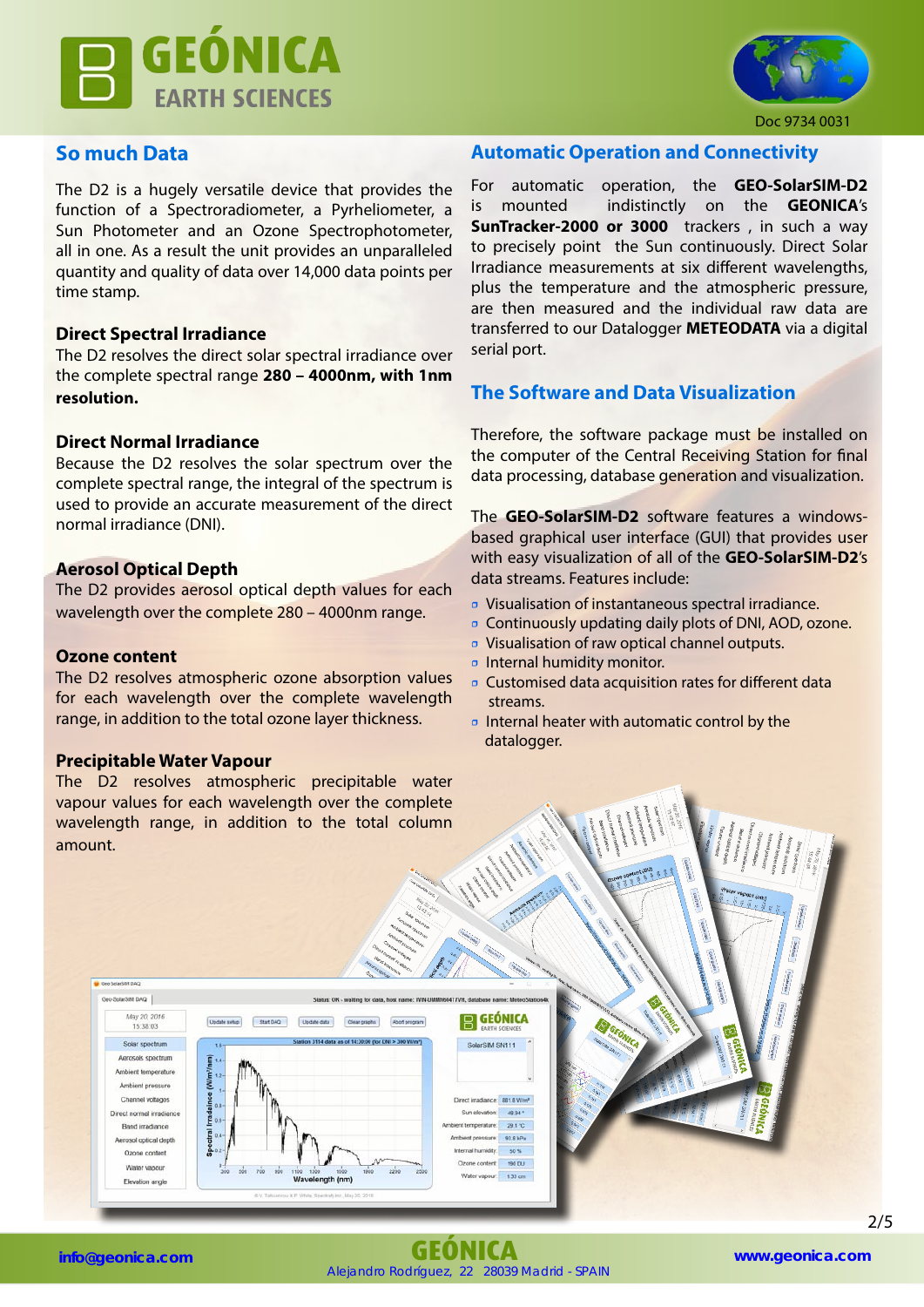## So much Data

The D2 is a hugely versatile device that provides the function of a Spectroradiometer, a Pyrheliometer, a Sun Photometer and an Ozone Spectrophotometer, all in one. As a result the unit provides an unparalleled quantity and quality of data over 14,000 data points per time stamp.

### Direct Spectral Irradiance

The D2 resolves the direct solar spectral irradiance over the complete spectral range **280 – 4000nm, with 1nm resolution.**

### Direct Normal Irradiance

Because the D2 resolves the solar spectrum over the complete spectral range, the integral of the spectrum is used to provide an accurate measurement of the direct normal irradiance (DNI).

### Aerosol Optical Depth

The D2 provides aerosol optical depth values for each wavelength over the complete 280 – 4000nm range.

### Ozone content

The D2 resolves atmospheric ozone absorption values for each wavelength over the complete wavelength range, in addition to the total ozone layer thickness.

### Precipitable Water Vapour

The D2 resolves atmospheric precipitable water vapour values for each wavelength over the complete wavelength range, in addition to the total column amount.

## Automatic Operation and Connectivity

For automatic operation, the **GEO-SolarSIM-D2** is mounted indistinctly on the **GEONICA**'s **SunTracker-2000 or 3000** trackers , in such a way to precisely point the Sun continuously. Direct Solar Irradiance measurements at six different wavelengths, plus the temperature and the atmospheric pressure, are then measured and the individual raw data are transferred to our Datalogger **METEODATA** via a digital serial port.

## The Software and Data Visualization

Therefore, the software package must be installed on the computer of the Central Receiving Station for final data processing, database generation and visualization.

The **GEO-SolarSIM-D2** software features a windows-based graphical user interface (GUI) that provides user with easy visualization of all of the **GEO-SolarSIM-D2**'s data streams. Features include:

- Visualisation of instantaneous spectral irradiance.
- Continuously updating daily plots of DNI, AOD, ozone.
- Visualisation of raw optical channel outputs.
- Internal humidity monitor.
- Customised data acquisition rates for different data streams.
- Internal heater with automatic control by the datalogger.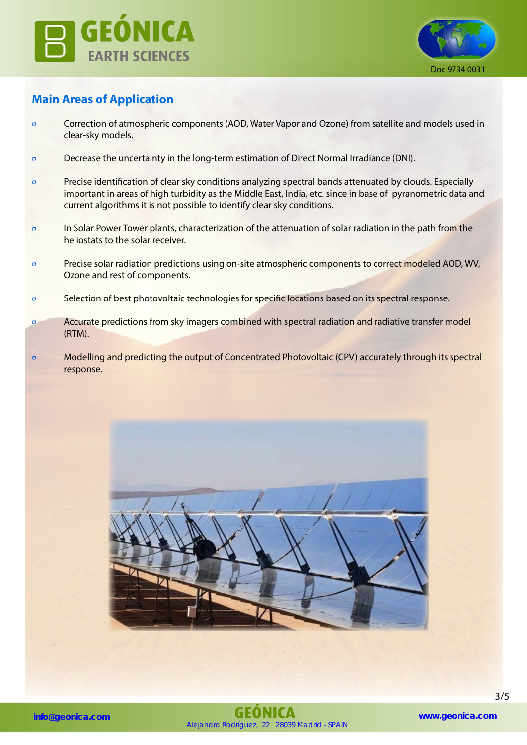## Main Areas of Application

- Correction of atmospheric components (AOD, Water Vapor and Ozone) from satellite and models used in clear-sky models.
- Decrease the uncertainty in the long-term estimation of Direct Normal Irradiance (DNI).
- Precise identification of clear sky conditions analyzing spectral bands attenuated by clouds. Especially important in areas of high turbidity as the Middle East, India, etc. since in base of pyranometric data and current algorithms it is not possible to identify clear sky conditions.
- In Solar Power Tower plants, characterization of the attenuation of solar radiation in the path from the heliostats to the solar receiver.
- Precise solar radiation predictions using on-site atmospheric components to correct modeled AOD, WV, Ozone and rest of components.
- Selection of best photovoltaic technologies for specific locations based on its spectral response.
- Accurate predictions from sky imagers combined with spectral radiation and radiative transfer model (RTM).
- Modelling and predicting the output of Concentrated Photovoltaic (CPV) accurately through its spectral response.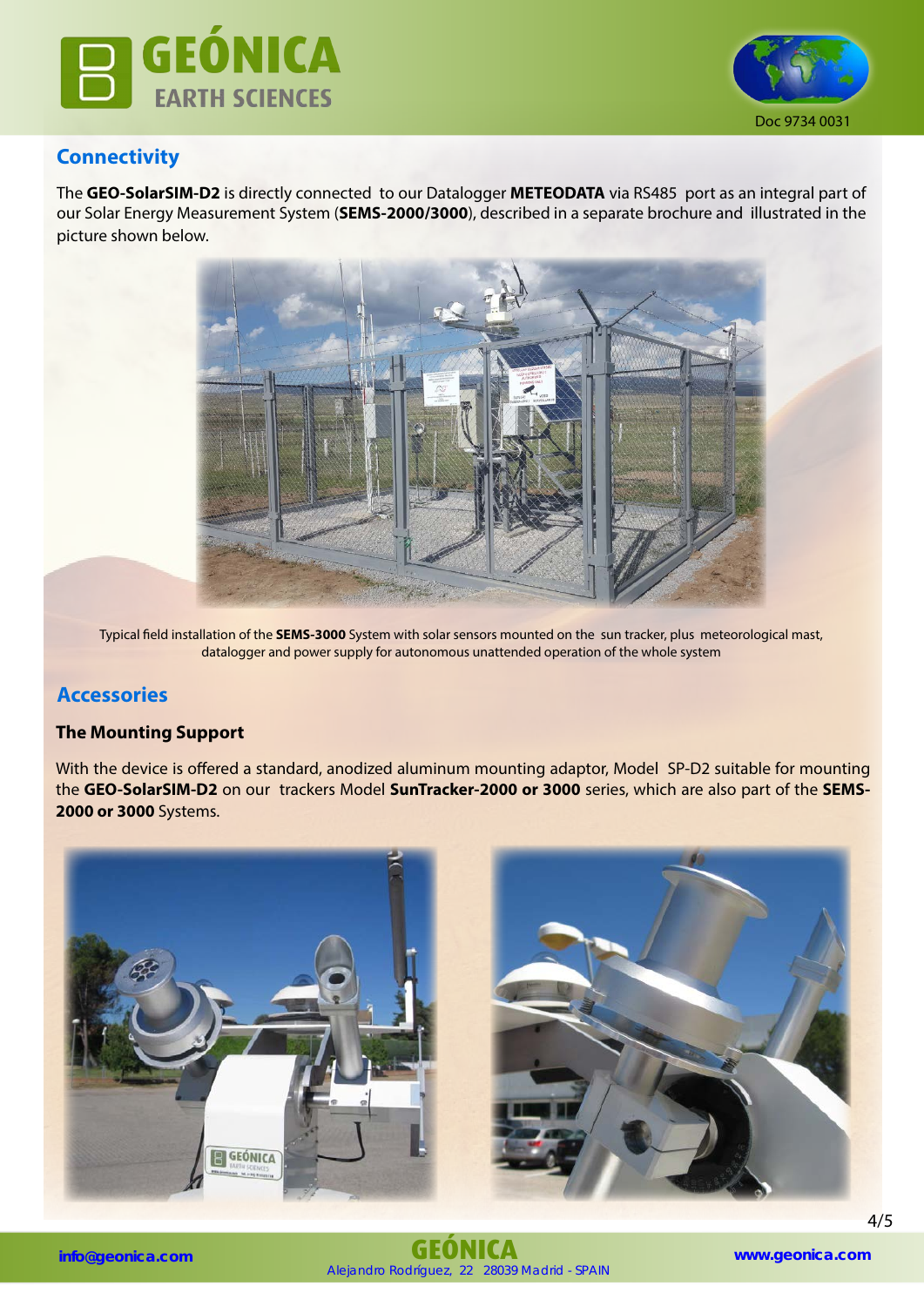## Connectivity

The **GEO-SolarSIM-D2** is directly connected to our Datalogger **METEODATA** via RS485 port as an integral part of our Solar Energy Measurement System (**SEMS-2000/3000**), described in a separate brochure and illustrated in the picture shown below.

Typical field installation of the **SEMS-3000** System with solar sensors mounted on the sun tracker, plus meteorological mast, datalogger and power supply for autonomous unattended operation of the whole system

## Accessories

### The Mounting Support

With the device is offered a standard, anodized aluminum mounting adaptor, Model SP-D2 suitable for mounting the **GEO-SolarSIM-D2** on our trackers Model **SunTracker-2000 or 3000** series, which are also part of the **SEMS-2000 or 3000** Systems.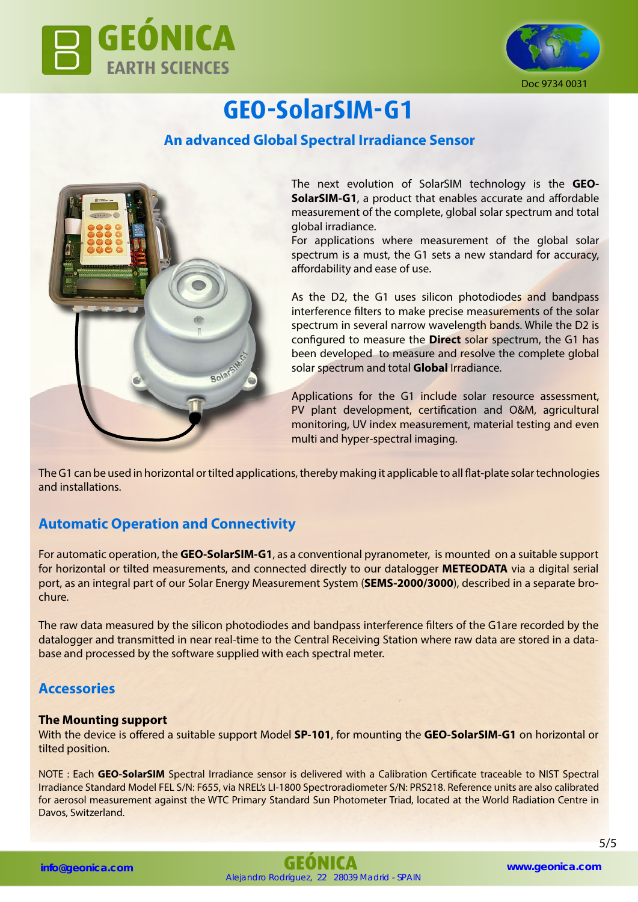# GEO-SolarSIM-G1

## An advanced Global Spectral Irradiance Sensor

The next evolution of SolarSIM technology is the **GEO-SolarSIM-G1**, a product that enables accurate and affordable measurement of the complete, global solar spectrum and total global irradiance.
For applications where measurement of the global solar spectrum is a must, the G1 sets a new standard for accuracy, affordability and ease of use.

As the D2, the G1 uses silicon photodiodes and bandpass interference filters to make precise measurements of the solar spectrum in several narrow wavelength bands. While the D2 is configured to measure the **Direct** solar spectrum, the G1 has been developed to measure and resolve the complete global solar spectrum and total **Global** Irradiance.

Applications for the G1 include solar resource assessment, PV plant development, certification and O&M, agricultural monitoring, UV index measurement, material testing and even multi and hyper-spectral imaging.

The G1 can be used in horizontal or tilted applications, thereby making it applicable to all flat-plate solar technologies and installations.

## Automatic Operation and Connectivity

For automatic operation, the **GEO-SolarSIM-G1**, as a conventional pyranometer, is mounted on a suitable support for horizontal or tilted measurements, and connected directly to our datalogger **METEODATA** via a digital serial port, as an integral part of our Solar Energy Measurement System (**SEMS-2000/3000**), described in a separate brochure.

The raw data measured by the silicon photodiodes and bandpass interference filters of the G1are recorded by the datalogger and transmitted in near real-time to the Central Receiving Station where raw data are stored in a database and processed by the software supplied with each spectral meter.

## Accessories

### The Mounting support

With the device is offered a suitable support Model **SP-101**, for mounting the **GEO-SolarSIM-G1** on horizontal or tilted position.

NOTE : Each **GEO-SolarSIM** Spectral Irradiance sensor is delivered with a Calibration Certificate traceable to NIST Spectral Irradiance Standard Model FEL S/N: F655, via NREL's LI-1800 Spectroradiometer S/N: PRS218. Reference units are also calibrated for aerosol measurement against the WTC Primary Standard Sun Photometer Triad, located at the World Radiation Centre in Davos, Switzerland.